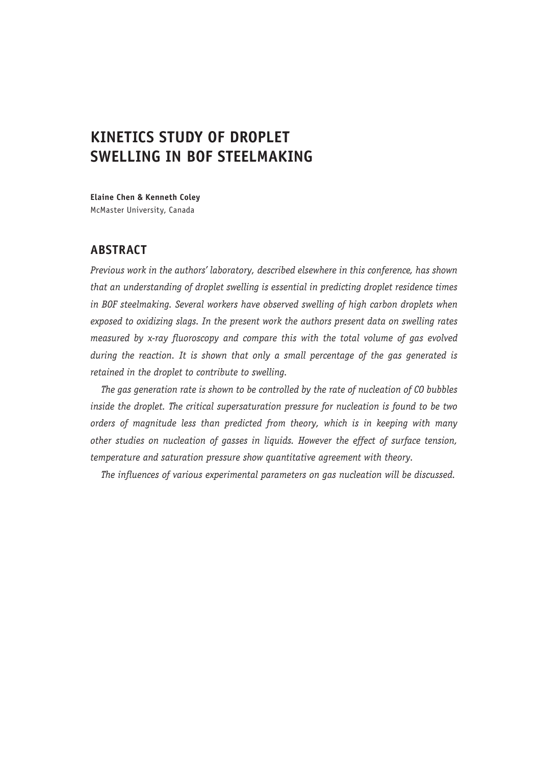# KINETICS STUDY OF DROPLET SWELLING IN BOF STEELMAKING

**Elaine Chen & Kenneth Coley**
McMaster University, Canada

## ABSTRACT

*Previous work in the authors' laboratory, described elsewhere in this conference, has shown that an understanding of droplet swelling is essential in predicting droplet residence times in BOF steelmaking. Several workers have observed swelling of high carbon droplets when exposed to oxidizing slags. In the present work the authors present data on swelling rates measured by x-ray fluoroscopy and compare this with the total volume of gas evolved during the reaction. It is shown that only a small percentage of the gas generated is retained in the droplet to contribute to swelling.*

*The gas generation rate is shown to be controlled by the rate of nucleation of CO bubbles inside the droplet. The critical supersaturation pressure for nucleation is found to be two orders of magnitude less than predicted from theory, which is in keeping with many other studies on nucleation of gasses in liquids. However the effect of surface tension, temperature and saturation pressure show quantitative agreement with theory.*

*The influences of various experimental parameters on gas nucleation will be discussed.*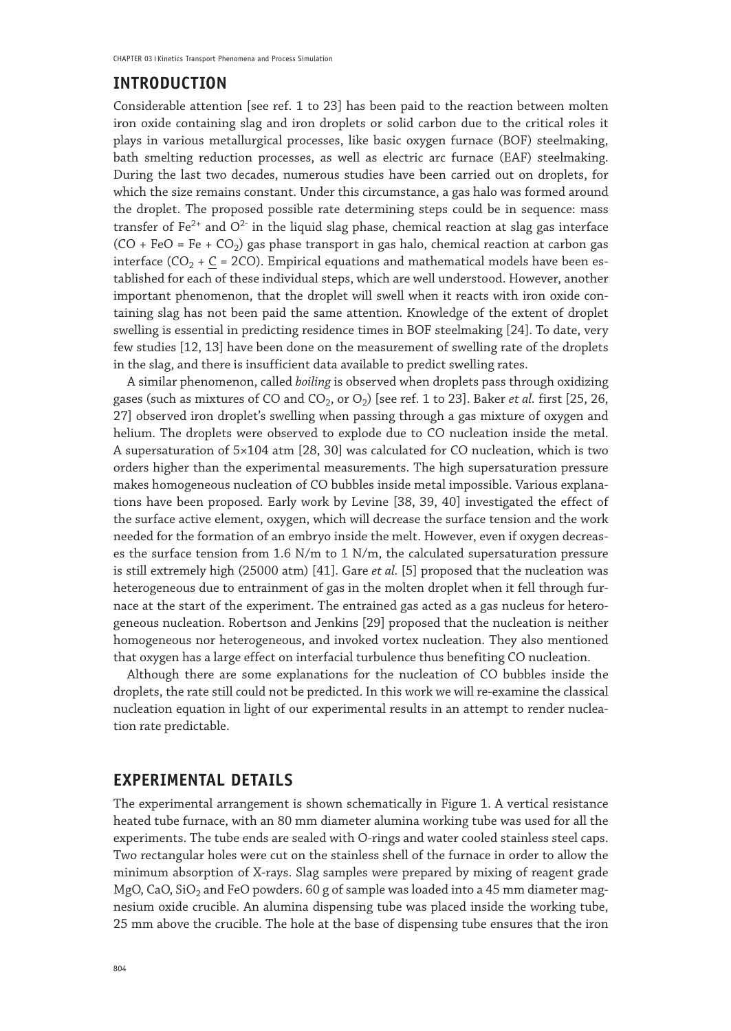## INTRODUCTION

Considerable attention [see ref. 1 to 23] has been paid to the reaction between molten iron oxide containing slag and iron droplets or solid carbon due to the critical roles it plays in various metallurgical processes, like basic oxygen furnace (BOF) steelmaking, bath smelting reduction processes, as well as electric arc furnace (EAF) steelmaking. During the last two decades, numerous studies have been carried out on droplets, for which the size remains constant. Under this circumstance, a gas halo was formed around the droplet. The proposed possible rate determining steps could be in sequence: mass transfer of $Fe^{2+}$ and $O^{2-}$ in the liquid slag phase, chemical reaction at slag gas interface ($CO + FeO = Fe + CO_2$) gas phase transport in gas halo, chemical reaction at carbon gas interface ($CO_2 + \underline{C} = 2CO$). Empirical equations and mathematical models have been established for each of these individual steps, which are well understood. However, another important phenomenon, that the droplet will swell when it reacts with iron oxide containing slag has not been paid the same attention. Knowledge of the extent of droplet swelling is essential in predicting residence times in BOF steelmaking [24]. To date, very few studies [12, 13] have been done on the measurement of swelling rate of the droplets in the slag, and there is insufficient data available to predict swelling rates.

A similar phenomenon, called *boiling* is observed when droplets pass through oxidizing gases (such as mixtures of CO and $CO_2$, or $O_2$) [see ref. 1 to 23]. Baker *et al.* first [25, 26, 27] observed iron droplet's swelling when passing through a gas mixture of oxygen and helium. The droplets were observed to explode due to CO nucleation inside the metal. A supersaturation of 5×104 atm [28, 30] was calculated for CO nucleation, which is two orders higher than the experimental measurements. The high supersaturation pressure makes homogeneous nucleation of CO bubbles inside metal impossible. Various explanations have been proposed. Early work by Levine [38, 39, 40] investigated the effect of the surface active element, oxygen, which will decrease the surface tension and the work needed for the formation of an embryo inside the melt. However, even if oxygen decreases the surface tension from 1.6 N/m to 1 N/m, the calculated supersaturation pressure is still extremely high (25000 atm) [41]. Gare *et al.* [5] proposed that the nucleation was heterogeneous due to entrainment of gas in the molten droplet when it fell through furnace at the start of the experiment. The entrained gas acted as a gas nucleus for heterogeneous nucleation. Robertson and Jenkins [29] proposed that the nucleation is neither homogeneous nor heterogeneous, and invoked vortex nucleation. They also mentioned that oxygen has a large effect on interfacial turbulence thus benefiting CO nucleation.

Although there are some explanations for the nucleation of CO bubbles inside the droplets, the rate still could not be predicted. In this work we will re-examine the classical nucleation equation in light of our experimental results in an attempt to render nucleation rate predictable.

## EXPERIMENTAL DETAILS

The experimental arrangement is shown schematically in Figure 1. A vertical resistance heated tube furnace, with an 80 mm diameter alumina working tube was used for all the experiments. The tube ends are sealed with O-rings and water cooled stainless steel caps. Two rectangular holes were cut on the stainless shell of the furnace in order to allow the minimum absorption of X-rays. Slag samples were prepared by mixing of reagent grade MgO, CaO, $SiO_2$ and FeO powders. 60 g of sample was loaded into a 45 mm diameter magnesium oxide crucible. An alumina dispensing tube was placed inside the working tube, 25 mm above the crucible. The hole at the base of dispensing tube ensures that the iron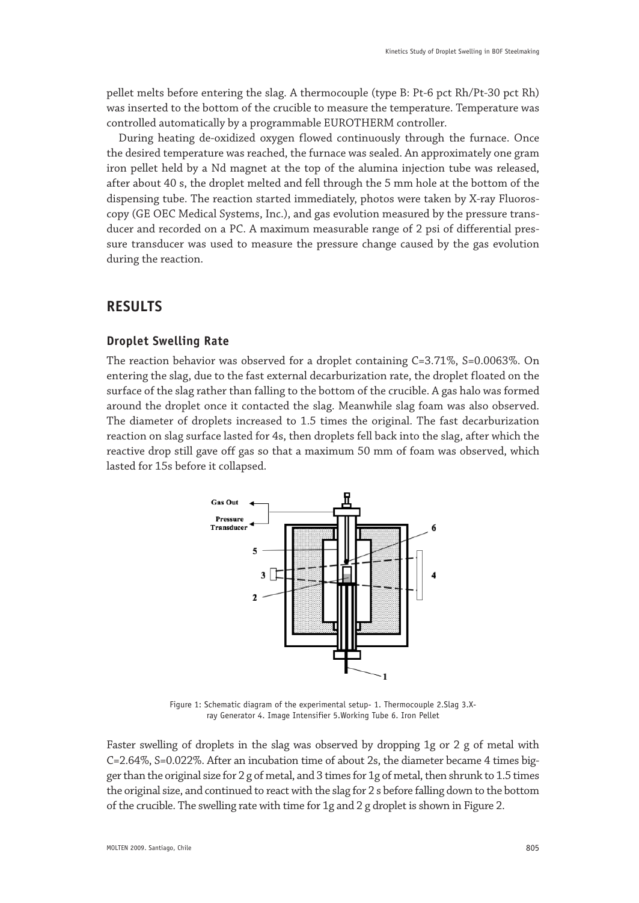pellet melts before entering the slag. A thermocouple (type B: Pt-6 pct Rh/Pt-30 pct Rh) was inserted to the bottom of the crucible to measure the temperature. Temperature was controlled automatically by a programmable EUROTHERM controller.

During heating de-oxidized oxygen flowed continuously through the furnace. Once the desired temperature was reached, the furnace was sealed. An approximately one gram iron pellet held by a Nd magnet at the top of the alumina injection tube was released, after about 40 s, the droplet melted and fell through the 5 mm hole at the bottom of the dispensing tube. The reaction started immediately, photos were taken by X-ray Fluoroscopy (GE OEC Medical Systems, Inc.), and gas evolution measured by the pressure transducer and recorded on a PC. A maximum measurable range of 2 psi of differential pressure transducer was used to measure the pressure change caused by the gas evolution during the reaction.

# RESULTS

## Droplet Swelling Rate

The reaction behavior was observed for a droplet containing C=3.71%, S=0.0063%. On entering the slag, due to the fast external decarburization rate, the droplet floated on the surface of the slag rather than falling to the bottom of the crucible. A gas halo was formed around the droplet once it contacted the slag. Meanwhile slag foam was also observed. The diameter of droplets increased to 1.5 times the original. The fast decarburization reaction on slag surface lasted for 4s, then droplets fell back into the slag, after which the reactive drop still gave off gas so that a maximum 50 mm of foam was observed, which lasted for 15s before it collapsed.

Figure 1: Schematic diagram of the experimental setup- 1. Thermocouple 2.Slag 3.X-ray Generator 4. Image Intensifier 5.Working Tube 6. Iron Pellet

Faster swelling of droplets in the slag was observed by dropping 1g or 2 g of metal with C=2.64%, S=0.022%. After an incubation time of about 2s, the diameter became 4 times bigger than the original size for 2 g of metal, and 3 times for 1g of metal, then shrunk to 1.5 times the original size, and continued to react with the slag for 2 s before falling down to the bottom of the crucible. The swelling rate with time for 1g and 2 g droplet is shown in Figure 2.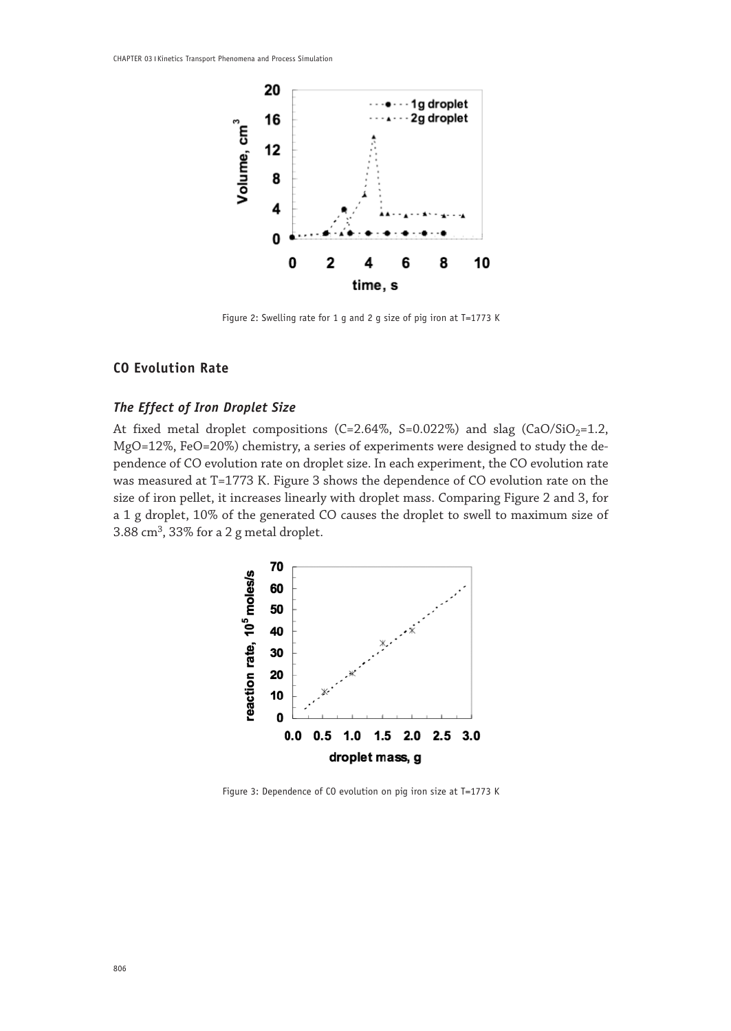Figure 2: Swelling rate for 1 g and 2 g size of pig iron at T=1773 K

## CO Evolution Rate

### *The Effect of Iron Droplet Size*

At fixed metal droplet compositions (C=2.64%, S=0.022%) and slag ($CaO/SiO_2$=1.2, MgO=12%, FeO=20%) chemistry, a series of experiments were designed to study the dependence of CO evolution rate on droplet size. In each experiment, the CO evolution rate was measured at T=1773 K. Figure 3 shows the dependence of CO evolution rate on the size of iron pellet, it increases linearly with droplet mass. Comparing Figure 2 and 3, for a 1 g droplet, 10% of the generated CO causes the droplet to swell to maximum size of 3.88 $cm^3$, 33% for a 2 g metal droplet.

Figure 3: Dependence of CO evolution on pig iron size at T=1773 K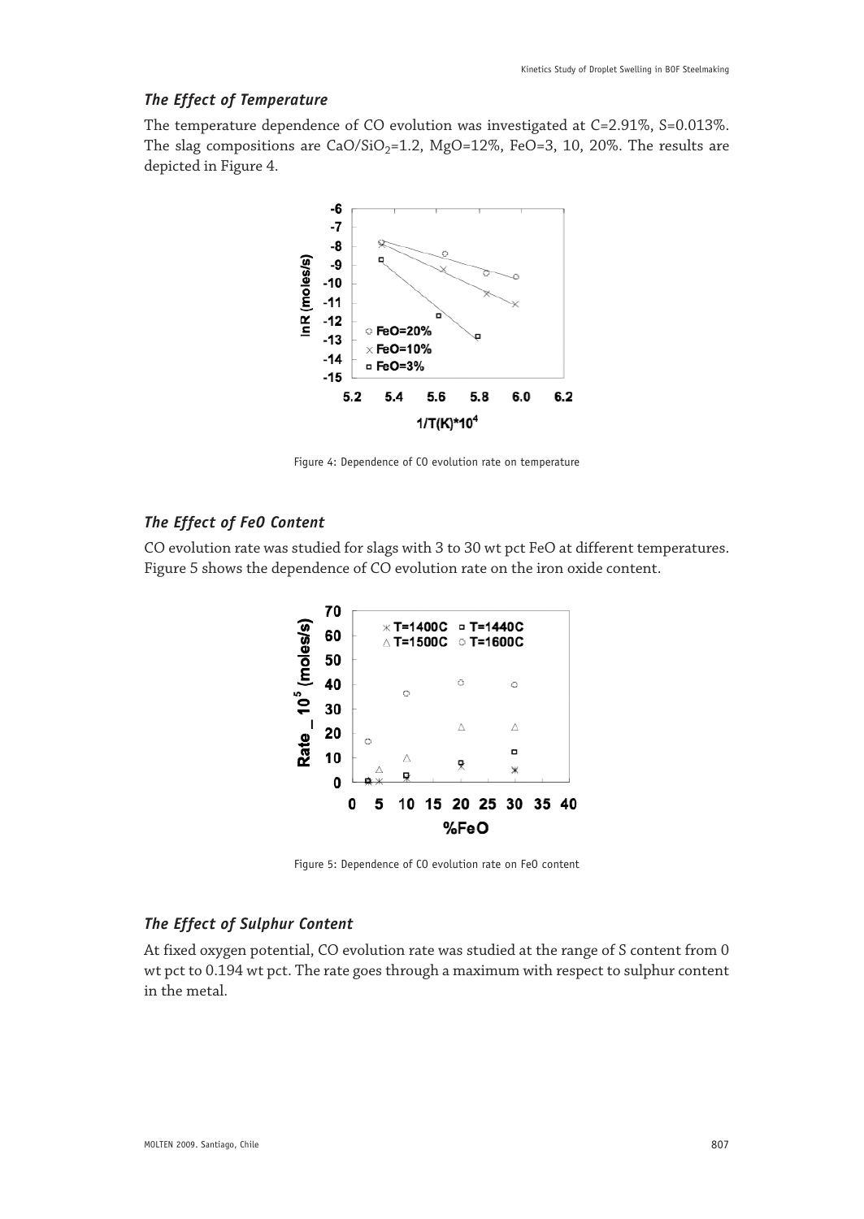### *The Effect of Temperature*

The temperature dependence of CO evolution was investigated at C=2.91%, S=0.013%. The slag compositions are $CaO/SiO_2$=1.2, MgO=12%, FeO=3, 10, 20%. The results are depicted in Figure 4.

Figure 4: Dependence of CO evolution rate on temperature

### *The Effect of FeO Content*

CO evolution rate was studied for slags with 3 to 30 wt pct FeO at different temperatures. Figure 5 shows the dependence of CO evolution rate on the iron oxide content.

Figure 5: Dependence of CO evolution rate on FeO content

### *The Effect of Sulphur Content*

At fixed oxygen potential, CO evolution rate was studied at the range of S content from 0 wt pct to 0.194 wt pct. The rate goes through a maximum with respect to sulphur content in the metal.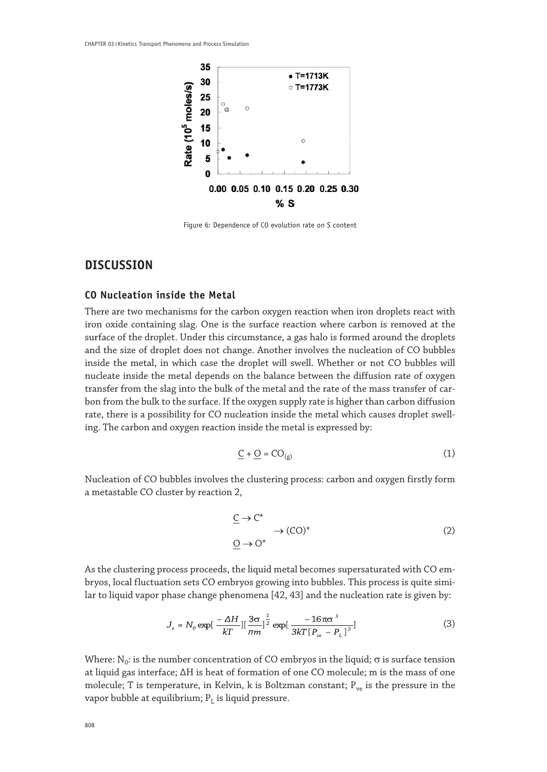Figure 6: Dependence of CO evolution rate on S content

## DISCUSSION

### CO Nucleation inside the Metal

There are two mechanisms for the carbon oxygen reaction when iron droplets react with iron oxide containing slag. One is the surface reaction where carbon is removed at the surface of the droplet. Under this circumstance, a gas halo is formed around the droplets and the size of droplet does not change. Another involves the nucleation of CO bubbles inside the metal, in which case the droplet will swell. Whether or not CO bubbles will nucleate inside the metal depends on the balance between the diffusion rate of oxygen transfer from the slag into the bulk of the metal and the rate of the mass transfer of carbon from the bulk to the surface. If the oxygen supply rate is higher than carbon diffusion rate, there is a possibility for CO nucleation inside the metal which causes droplet swelling. The carbon and oxygen reaction inside the metal is expressed by:

$$\underline{C} + \underline{O} = CO_{(g)} \tag{1}$$

Nucleation of CO bubbles involves the clustering process: carbon and oxygen firstly form a metastable CO cluster by reaction 2,

$$\left.\begin{matrix}\underline{C} \rightarrow C^* \\ \underline{O} \rightarrow O^*\end{matrix}\right\} \rightarrow (CO)^* \tag{2}$$

As the clustering process proceeds, the liquid metal becomes supersaturated with CO embryos, local fluctuation sets CO embryos growing into bubbles. This process is quite similar to liquid vapor phase change phenomena [42, 43] and the nucleation rate is given by:

$$J_s = N_0 \exp\left[\frac{-\Delta H}{kT}\right]\left[\frac{3\sigma}{\pi m}\right]^{\frac{1}{2}} \exp\left[\frac{-16\pi\sigma^3}{3kT\left[P_{ve} - P_L\right]^2}\right] \tag{3}$$

Where: $N_0$: is the number concentration of CO embryos in the liquid; $\sigma$ is surface tension at liquid gas interface; $\Delta H$ is heat of formation of one CO molecule; m is the mass of one molecule; T is temperature, in Kelvin, k is Boltzman constant; $P_{ve}$ is the pressure in the vapor bubble at equilibrium; $P_L$ is liquid pressure.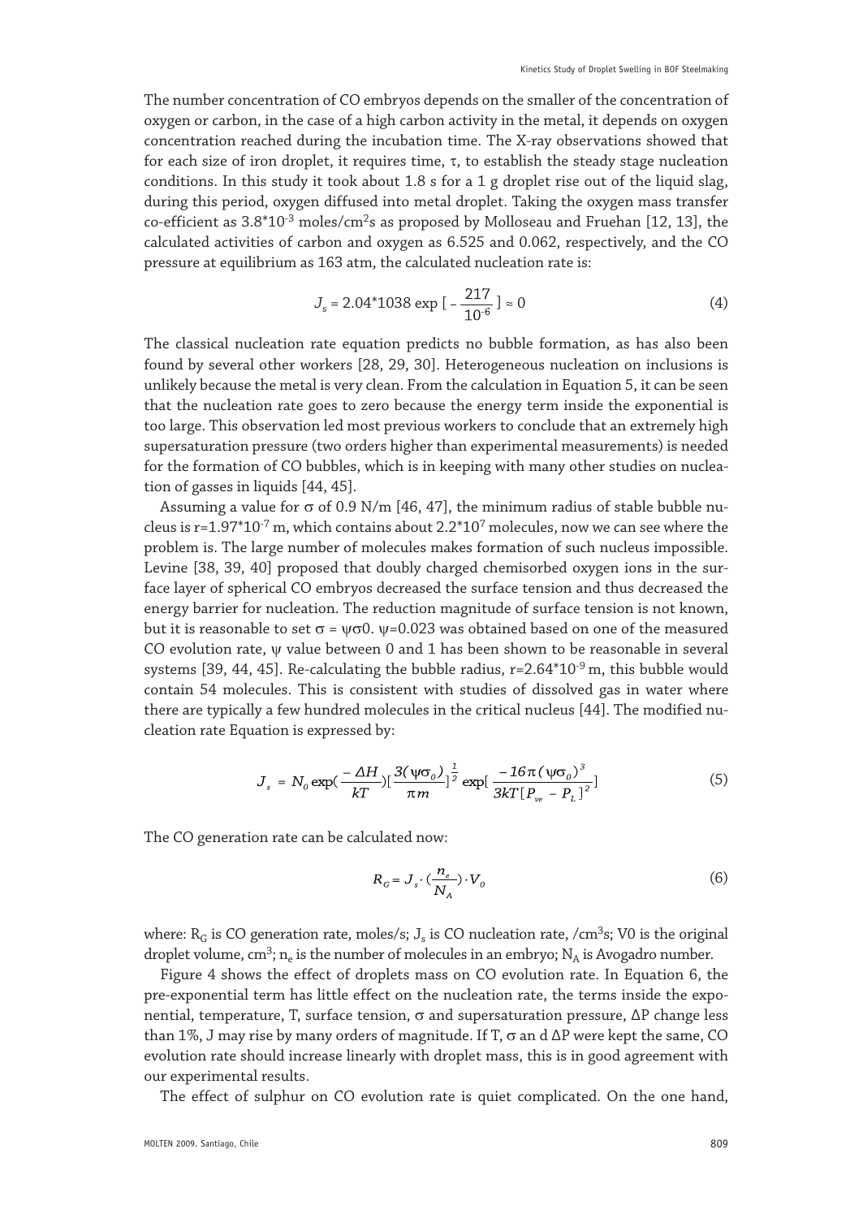The number concentration of CO embryos depends on the smaller of the concentration of oxygen or carbon, in the case of a high carbon activity in the metal, it depends on oxygen concentration reached during the incubation time. The X-ray observations showed that for each size of iron droplet, it requires time, τ, to establish the steady stage nucleation conditions. In this study it took about 1.8 s for a 1 g droplet rise out of the liquid slag, during this period, oxygen diffused into metal droplet. Taking the oxygen mass transfer co-efficient as $3.8*10^{-3}$ moles/cm$^2$s as proposed by Molloseau and Fruehan [12, 13], the calculated activities of carbon and oxygen as 6.525 and 0.062, respectively, and the CO pressure at equilibrium as 163 atm, the calculated nucleation rate is:

$$J_s = 2.04*1038 \exp\left[-\frac{217}{10^{-6}}\right] \approx 0 \tag{4}$$

The classical nucleation rate equation predicts no bubble formation, as has also been found by several other workers [28, 29, 30]. Heterogeneous nucleation on inclusions is unlikely because the metal is very clean. From the calculation in Equation 5, it can be seen that the nucleation rate goes to zero because the energy term inside the exponential is too large. This observation led most previous workers to conclude that an extremely high supersaturation pressure (two orders higher than experimental measurements) is needed for the formation of CO bubbles, which is in keeping with many other studies on nucleation of gasses in liquids [44, 45].

Assuming a value for σ of 0.9 N/m [46, 47], the minimum radius of stable bubble nucleus is $r=1.97*10^{-7}$ m, which contains about $2.2*10^{7}$ molecules, now we can see where the problem is. The large number of molecules makes formation of such nucleus impossible. Levine [38, 39, 40] proposed that doubly charged chemisorbed oxygen ions in the surface layer of spherical CO embryos decreased the surface tension and thus decreased the energy barrier for nucleation. The reduction magnitude of surface tension is not known, but it is reasonable to set $\sigma = \psi\sigma_0$. $\psi=0.023$ was obtained based on one of the measured CO evolution rate, ψ value between 0 and 1 has been shown to be reasonable in several systems [39, 44, 45]. Re-calculating the bubble radius, $r=2.64*10^{-9}$ m, this bubble would contain 54 molecules. This is consistent with studies of dissolved gas in water where there are typically a few hundred molecules in the critical nucleus [44]. The modified nucleation rate Equation is expressed by:

$$J_s = N_0 \exp\left(\frac{-\Delta H}{kT}\right)\left[\frac{3(\psi\sigma_0)}{\pi m}\right]^{\frac{1}{2}} \exp\left[\frac{-16\pi(\psi\sigma_0)^3}{3kT[P_{ve}-P_L]^2}\right] \tag{5}$$

The CO generation rate can be calculated now:

$$R_G = J_s \cdot \left(\frac{n_e}{N_A}\right) \cdot V_0 \tag{6}$$

where: $R_G$ is CO generation rate, moles/s; $J_s$ is CO nucleation rate, /cm$^3$s; V0 is the original droplet volume, cm$^3$; $n_e$ is the number of molecules in an embryo; $N_A$ is Avogadro number.

Figure 4 shows the effect of droplets mass on CO evolution rate. In Equation 6, the pre-exponential term has little effect on the nucleation rate, the terms inside the exponential, temperature, T, surface tension, σ and supersaturation pressure, ΔP change less than 1%, J may rise by many orders of magnitude. If T, σ an d ΔP were kept the same, CO evolution rate should increase linearly with droplet mass, this is in good agreement with our experimental results.

The effect of sulphur on CO evolution rate is quiet complicated. On the one hand,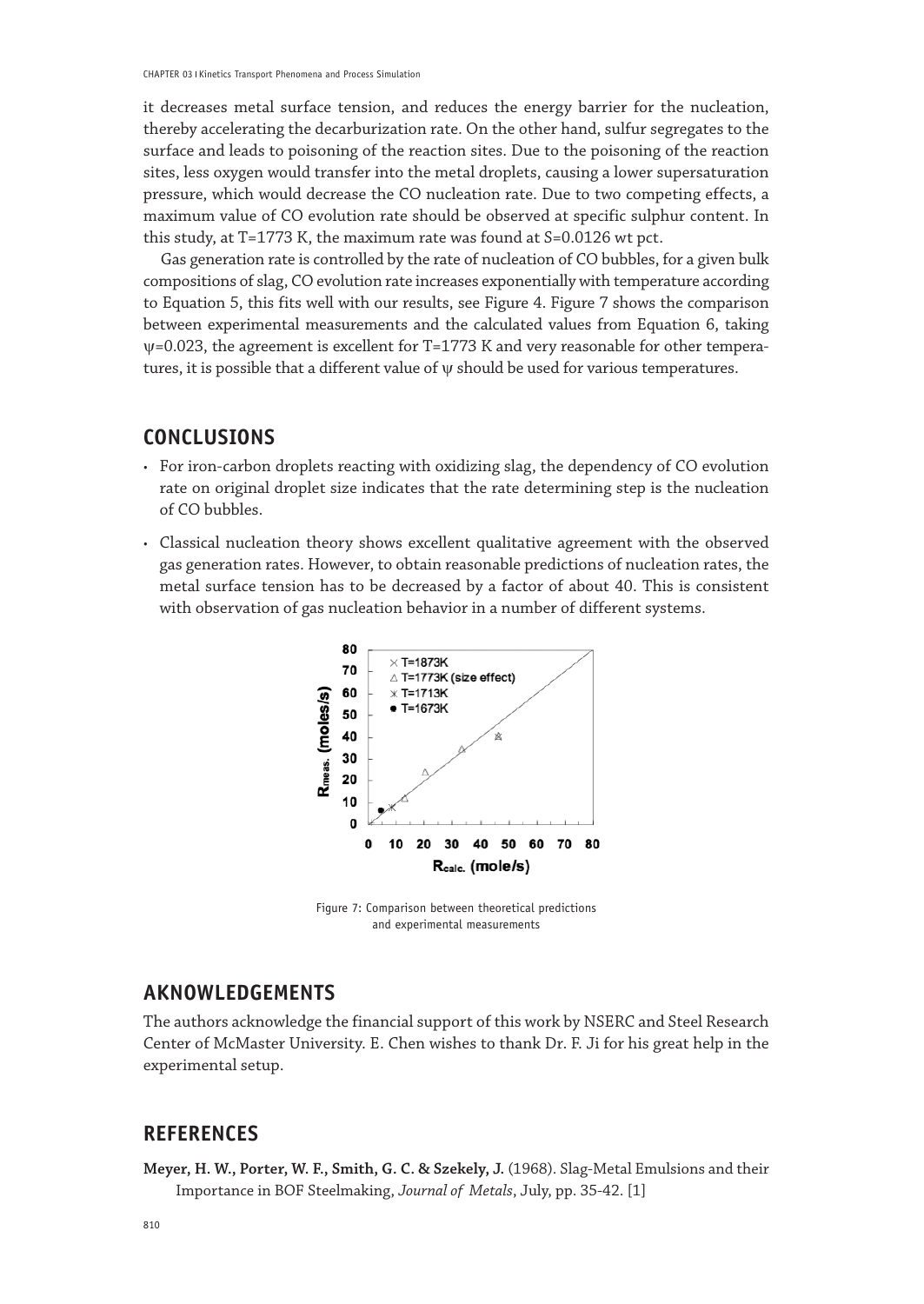it decreases metal surface tension, and reduces the energy barrier for the nucleation, thereby accelerating the decarburization rate. On the other hand, sulfur segregates to the surface and leads to poisoning of the reaction sites. Due to the poisoning of the reaction sites, less oxygen would transfer into the metal droplets, causing a lower supersaturation pressure, which would decrease the CO nucleation rate. Due to two competing effects, a maximum value of CO evolution rate should be observed at specific sulphur content. In this study, at T=1773 K, the maximum rate was found at S=0.0126 wt pct.

Gas generation rate is controlled by the rate of nucleation of CO bubbles, for a given bulk compositions of slag, CO evolution rate increases exponentially with temperature according to Equation 5, this fits well with our results, see Figure 4. Figure 7 shows the comparison between experimental measurements and the calculated values from Equation 6, taking $\psi$=0.023, the agreement is excellent for T=1773 K and very reasonable for other temperatures, it is possible that a different value of $\psi$ should be used for various temperatures.

## CONCLUSIONS

- For iron-carbon droplets reacting with oxidizing slag, the dependency of CO evolution rate on original droplet size indicates that the rate determining step is the nucleation of CO bubbles.
- Classical nucleation theory shows excellent qualitative agreement with the observed gas generation rates. However, to obtain reasonable predictions of nucleation rates, the metal surface tension has to be decreased by a factor of about 40. This is consistent with observation of gas nucleation behavior in a number of different systems.

Figure 7: Comparison between theoretical predictions and experimental measurements

## AKNOWLEDGEMENTS

The authors acknowledge the financial support of this work by NSERC and Steel Research Center of McMaster University. E. Chen wishes to thank Dr. F. Ji for his great help in the experimental setup.

## REFERENCES

**Meyer, H. W., Porter, W. F., Smith, G. C. & Szekely, J.** (1968). Slag-Metal Emulsions and their Importance in BOF Steelmaking, *Journal of Metals*, July, pp. 35-42. [1]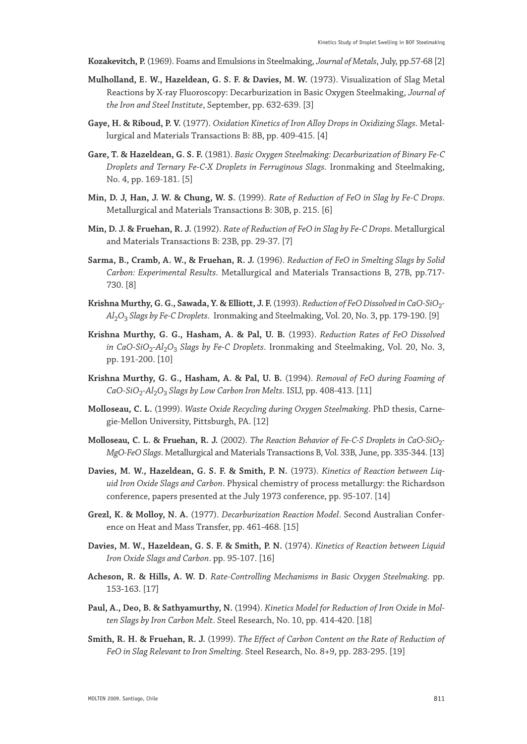**Kozakevitch, P.** (1969). Foams and Emulsions in Steelmaking, *Journal of Metals*, July, pp.57-68 [2]

**Mulholland, E. W., Hazeldean, G. S. F. & Davies, M. W.** (1973). Visualization of Slag Metal Reactions by X-ray Fluoroscopy: Decarburization in Basic Oxygen Steelmaking, *Journal of the Iron and Steel Institute*, September, pp. 632-639. [3]

**Gaye, H. & Riboud, P. V.** (1977). *Oxidation Kinetics of Iron Alloy Drops in Oxidizing Slags*. Metallurgical and Materials Transactions B: 8B, pp. 409-415. [4]

**Gare, T. & Hazeldean, G. S. F.** (1981). *Basic Oxygen Steelmaking: Decarburization of Binary Fe-C Droplets and Ternary Fe-C-X Droplets in Ferruginous Slags.* Ironmaking and Steelmaking, No. 4, pp. 169-181. [5]

**Min, D. J, Han, J. W. & Chung, W. S.** (1999). *Rate of Reduction of FeO in Slag by Fe-C Drops*. Metallurgical and Materials Transactions B: 30B, p. 215. [6]

**Min, D. J. & Fruehan, R. J.** (1992). *Rate of Reduction of FeO in Slag by Fe-C Drops*. Metallurgical and Materials Transactions B: 23B, pp. 29-37. [7]

**Sarma, B., Cramb, A. W., & Fruehan, R. J.** (1996). *Reduction of FeO in Smelting Slags by Solid Carbon: Experimental Results*. Metallurgical and Materials Transactions B, 27B, pp.717-730. [8]

**Krishna Murthy, G. G., Sawada, Y. & Elliott, J. F.** (1993). *Reduction of FeO Dissolved in CaO-$SiO_2$-$Al_2O_3$ Slags by Fe-C Droplets*. Ironmaking and Steelmaking, Vol. 20, No. 3, pp. 179-190. [9]

**Krishna Murthy, G. G., Hasham, A. & Pal, U. B.** (1993). *Reduction Rates of FeO Dissolved in CaO-$SiO_2$-$Al_2O_3$ Slags by Fe-C Droplets*. Ironmaking and Steelmaking, Vol. 20, No. 3, pp. 191-200. [10]

**Krishna Murthy, G. G., Hasham, A. & Pal, U. B.** (1994). *Removal of FeO during Foaming of CaO-$SiO_2$-$Al_2O_3$ Slags by Low Carbon Iron Melts*. ISIJ, pp. 408-413. [11]

**Molloseau, C. L.** (1999). *Waste Oxide Recycling during Oxygen Steelmaking*. PhD thesis, Carnegie-Mellon University, Pittsburgh, PA. [12]

**Molloseau, C. L. & Fruehan, R. J.** (2002). *The Reaction Behavior of Fe-C-S Droplets in CaO-$SiO_2$-MgO-FeO Slags*. Metallurgical and Materials Transactions B, Vol. 33B, June, pp. 335-344. [13]

**Davies, M. W., Hazeldean, G. S. F. & Smith, P. N.** (1973). *Kinetics of Reaction between Liquid Iron Oxide Slags and Carbon*. Physical chemistry of process metallurgy: the Richardson conference, papers presented at the July 1973 conference, pp. 95-107. [14]

**Grezl, K. & Molloy, N. A.** (1977). *Decarburization Reaction Model*. Second Australian Conference on Heat and Mass Transfer, pp. 461-468. [15]

**Davies, M. W., Hazeldean, G. S. F. & Smith, P. N.** (1974). *Kinetics of Reaction between Liquid Iron Oxide Slags and Carbon*. pp. 95-107. [16]

**Acheson, R. & Hills, A. W. D**. *Rate-Controlling Mechanisms in Basic Oxygen Steelmaking*. pp. 153-163. [17]

**Paul, A., Deo, B. & Sathyamurthy, N.** (1994). *Kinetics Model for Reduction of Iron Oxide in Molten Slags by Iron Carbon Melt*. Steel Research, No. 10, pp. 414-420. [18]

**Smith, R. H. & Fruehan, R. J.** (1999). *The Effect of Carbon Content on the Rate of Reduction of FeO in Slag Relevant to Iron Smelting*. Steel Research, No. 8+9, pp. 283-295. [19]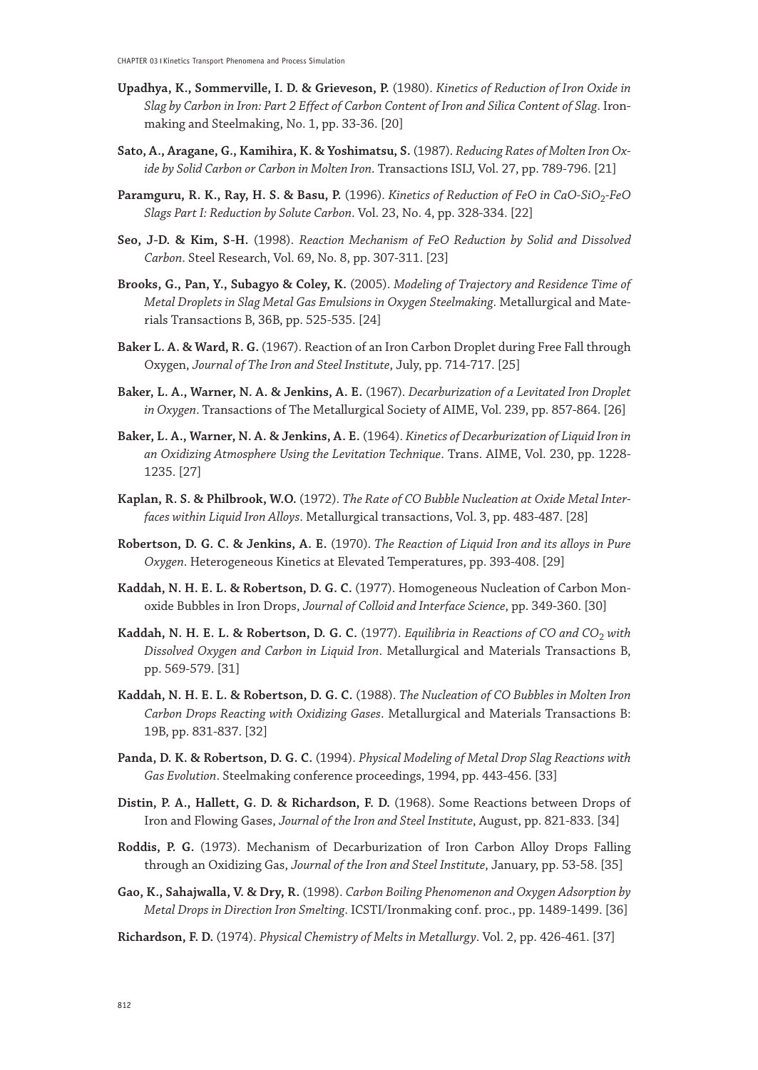**Upadhya, K., Sommerville, I. D. & Grieveson, P.** (1980). *Kinetics of Reduction of Iron Oxide in Slag by Carbon in Iron: Part 2 Effect of Carbon Content of Iron and Silica Content of Slag*. Ironmaking and Steelmaking, No. 1, pp. 33-36. [20]

**Sato, A., Aragane, G., Kamihira, K. & Yoshimatsu, S.** (1987). *Reducing Rates of Molten Iron Oxide by Solid Carbon or Carbon in Molten Iron*. Transactions ISIJ, Vol. 27, pp. 789-796. [21]

**Paramguru, R. K., Ray, H. S. & Basu, P.** (1996). *Kinetics of Reduction of FeO in CaO-$SiO_2$-FeO Slags Part I: Reduction by Solute Carbon*. Vol. 23, No. 4, pp. 328-334. [22]

**Seo, J-D. & Kim, S-H.** (1998). *Reaction Mechanism of FeO Reduction by Solid and Dissolved Carbon*. Steel Research, Vol. 69, No. 8, pp. 307-311. [23]

**Brooks, G., Pan, Y., Subagyo & Coley, K.** (2005). *Modeling of Trajectory and Residence Time of Metal Droplets in Slag Metal Gas Emulsions in Oxygen Steelmaking*. Metallurgical and Materials Transactions B, 36B, pp. 525-535. [24]

**Baker L. A. & Ward, R. G.** (1967). Reaction of an Iron Carbon Droplet during Free Fall through Oxygen, *Journal of The Iron and Steel Institute*, July, pp. 714-717. [25]

**Baker, L. A., Warner, N. A. & Jenkins, A. E.** (1967). *Decarburization of a Levitated Iron Droplet in Oxygen*. Transactions of The Metallurgical Society of AIME, Vol. 239, pp. 857-864. [26]

**Baker, L. A., Warner, N. A. & Jenkins, A. E.** (1964). *Kinetics of Decarburization of Liquid Iron in an Oxidizing Atmosphere Using the Levitation Technique*. Trans. AIME, Vol. 230, pp. 1228-1235. [27]

**Kaplan, R. S. & Philbrook, W.O.** (1972). *The Rate of CO Bubble Nucleation at Oxide Metal Interfaces within Liquid Iron Alloys*. Metallurgical transactions, Vol. 3, pp. 483-487. [28]

**Robertson, D. G. C. & Jenkins, A. E.** (1970). *The Reaction of Liquid Iron and its alloys in Pure Oxygen*. Heterogeneous Kinetics at Elevated Temperatures, pp. 393-408. [29]

**Kaddah, N. H. E. L. & Robertson, D. G. C.** (1977). Homogeneous Nucleation of Carbon Monoxide Bubbles in Iron Drops, *Journal of Colloid and Interface Science*, pp. 349-360. [30]

**Kaddah, N. H. E. L. & Robertson, D. G. C.** (1977). *Equilibria in Reactions of CO and $CO_2$ with Dissolved Oxygen and Carbon in Liquid Iron*. Metallurgical and Materials Transactions B, pp. 569-579. [31]

**Kaddah, N. H. E. L. & Robertson, D. G. C.** (1988). *The Nucleation of CO Bubbles in Molten Iron Carbon Drops Reacting with Oxidizing Gases*. Metallurgical and Materials Transactions B: 19B, pp. 831-837. [32]

**Panda, D. K. & Robertson, D. G. C.** (1994). *Physical Modeling of Metal Drop Slag Reactions with Gas Evolution*. Steelmaking conference proceedings, 1994, pp. 443-456. [33]

**Distin, P. A., Hallett, G. D. & Richardson, F. D.** (1968). Some Reactions between Drops of Iron and Flowing Gases, *Journal of the Iron and Steel Institute*, August, pp. 821-833. [34]

**Roddis, P. G.** (1973). Mechanism of Decarburization of Iron Carbon Alloy Drops Falling through an Oxidizing Gas, *Journal of the Iron and Steel Institute*, January, pp. 53-58. [35]

**Gao, K., Sahajwalla, V. & Dry, R.** (1998). *Carbon Boiling Phenomenon and Oxygen Adsorption by Metal Drops in Direction Iron Smelting*. ICSTI/Ironmaking conf. proc., pp. 1489-1499. [36]

**Richardson, F. D.** (1974). *Physical Chemistry of Melts in Metallurgy*. Vol. 2, pp. 426-461. [37]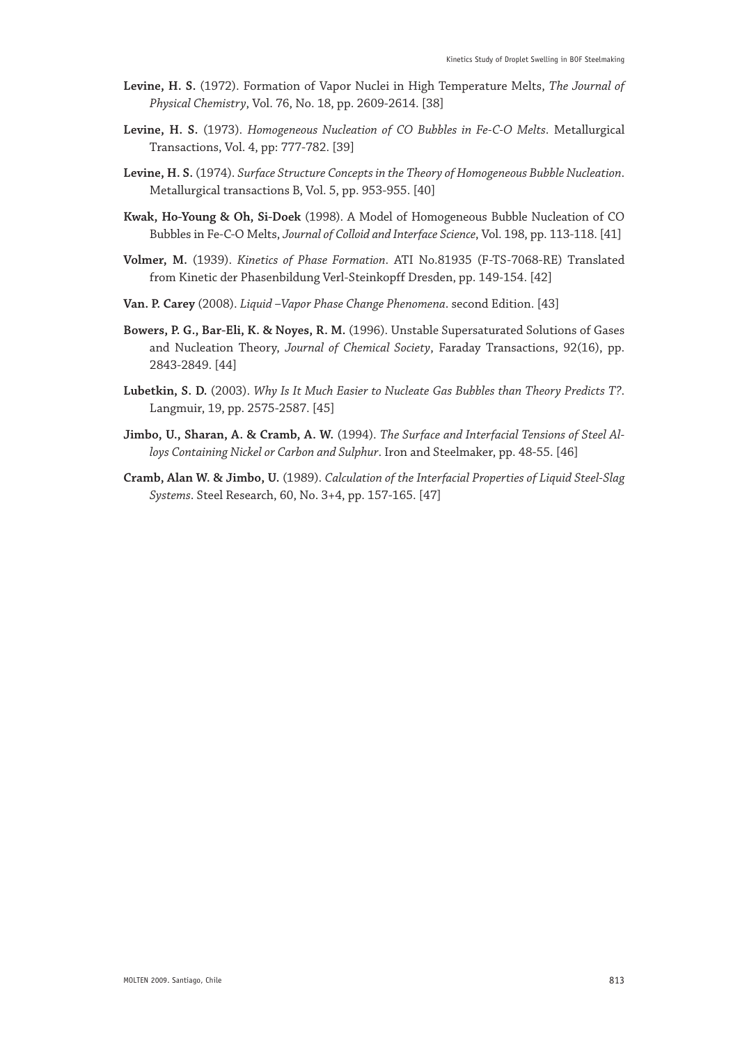**Levine, H. S.** (1972). Formation of Vapor Nuclei in High Temperature Melts, *The Journal of Physical Chemistry*, Vol. 76, No. 18, pp. 2609-2614. [38]

**Levine, H. S.** (1973). *Homogeneous Nucleation of CO Bubbles in Fe-C-O Melts*. Metallurgical Transactions, Vol. 4, pp: 777-782. [39]

**Levine, H. S.** (1974). *Surface Structure Concepts in the Theory of Homogeneous Bubble Nucleation*. Metallurgical transactions B, Vol. 5, pp. 953-955. [40]

**Kwak, Ho-Young & Oh, Si-Doek** (1998). A Model of Homogeneous Bubble Nucleation of CO Bubbles in Fe-C-O Melts, *Journal of Colloid and Interface Science*, Vol. 198, pp. 113-118. [41]

**Volmer, M.** (1939). *Kinetics of Phase Formation*. ATI No.81935 (F-TS-7068-RE) Translated from Kinetic der Phasenbildung Verl-Steinkopff Dresden, pp. 149-154. [42]

**Van. P. Carey** (2008). *Liquid –Vapor Phase Change Phenomena*. second Edition. [43]

**Bowers, P. G., Bar-Eli, K. & Noyes, R. M.** (1996). Unstable Supersaturated Solutions of Gases and Nucleation Theory, *Journal of Chemical Society*, Faraday Transactions, 92(16), pp. 2843-2849. [44]

**Lubetkin, S. D.** (2003). *Why Is It Much Easier to Nucleate Gas Bubbles than Theory Predicts T?*. Langmuir, 19, pp. 2575-2587. [45]

**Jimbo, U., Sharan, A. & Cramb, A. W.** (1994). *The Surface and Interfacial Tensions of Steel Alloys Containing Nickel or Carbon and Sulphur*. Iron and Steelmaker, pp. 48-55. [46]

**Cramb, Alan W. & Jimbo, U.** (1989). *Calculation of the Interfacial Properties of Liquid Steel-Slag Systems*. Steel Research, 60, No. 3+4, pp. 157-165. [47]